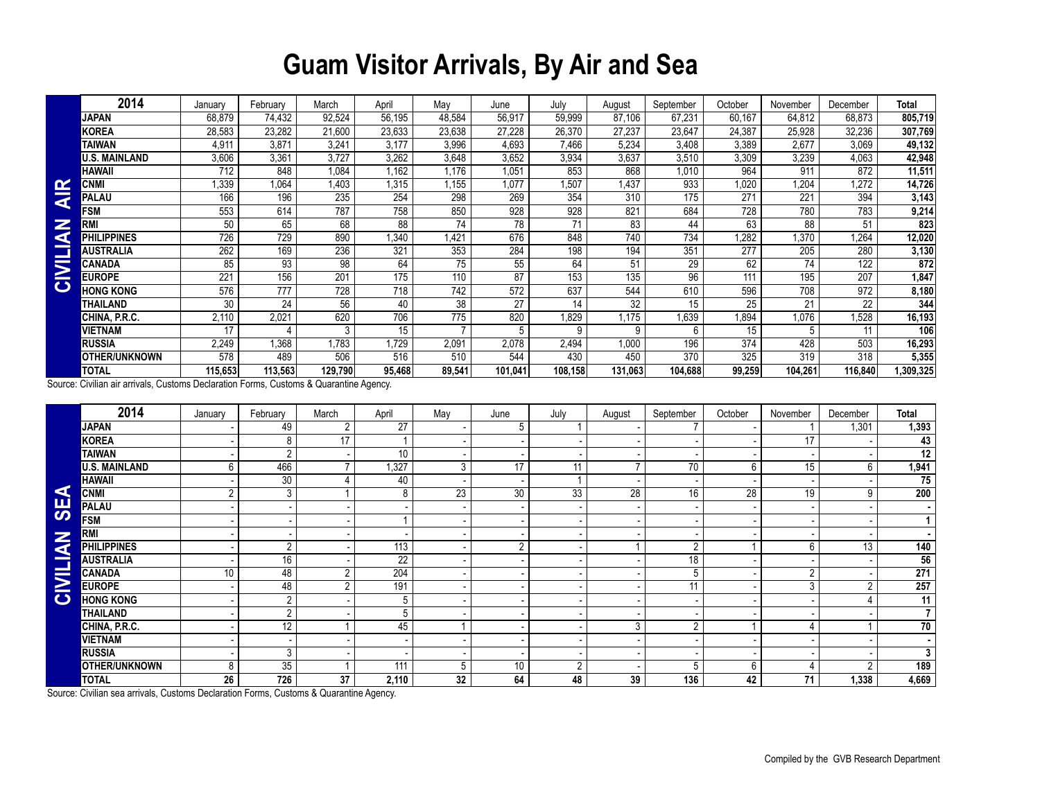# Guam Visitor Arrivals, By Air and Sea

**CIVILIAN AIR**

| 2014 | January | February | March | April | May | June | July | August | September | October | November | December | Total |
|---|---|---|---|---|---|---|---|---|---|---|---|---|---|
| **JAPAN** | 68,879 | 74,432 | 92,524 | 56,195 | 48,584 | 56,917 | 59,999 | 87,106 | 67,231 | 60,167 | 64,812 | 68,873 | **805,719** |
| **KOREA** | 28,583 | 23,282 | 21,600 | 23,633 | 23,638 | 27,228 | 26,370 | 27,237 | 23,647 | 24,387 | 25,928 | 32,236 | **307,769** |
| **TAIWAN** | 4,911 | 3,871 | 3,241 | 3,177 | 3,996 | 4,693 | 7,466 | 5,234 | 3,408 | 3,389 | 2,677 | 3,069 | **49,132** |
| **U.S. MAINLAND** | 3,606 | 3,361 | 3,727 | 3,262 | 3,648 | 3,652 | 3,934 | 3,637 | 3,510 | 3,309 | 3,239 | 4,063 | **42,948** |
| **HAWAII** | 712 | 848 | 1,084 | 1,162 | 1,176 | 1,051 | 853 | 868 | 1,010 | 964 | 911 | 872 | **11,511** |
| **CNMI** | 1,339 | 1,064 | 1,403 | 1,315 | 1,155 | 1,077 | 1,507 | 1,437 | 933 | 1,020 | 1,204 | 1,272 | **14,726** |
| **PALAU** | 166 | 196 | 235 | 254 | 298 | 269 | 354 | 310 | 175 | 271 | 221 | 394 | **3,143** |
| **FSM** | 553 | 614 | 787 | 758 | 850 | 928 | 928 | 821 | 684 | 728 | 780 | 783 | **9,214** |
| **RMI** | 50 | 65 | 68 | 88 | 74 | 78 | 71 | 83 | 44 | 63 | 88 | 51 | **823** |
| **PHILIPPINES** | 726 | 729 | 890 | 1,340 | 1,421 | 676 | 848 | 740 | 734 | 1,282 | 1,370 | 1,264 | **12,020** |
| **AUSTRALIA** | 262 | 169 | 236 | 321 | 353 | 284 | 198 | 194 | 351 | 277 | 205 | 280 | **3,130** |
| **CANADA** | 85 | 93 | 98 | 64 | 75 | 55 | 64 | 51 | 29 | 62 | 74 | 122 | **872** |
| **EUROPE** | 221 | 156 | 201 | 175 | 110 | 87 | 153 | 135 | 96 | 111 | 195 | 207 | **1,847** |
| **HONG KONG** | 576 | 777 | 728 | 718 | 742 | 572 | 637 | 544 | 610 | 596 | 708 | 972 | **8,180** |
| **THAILAND** | 30 | 24 | 56 | 40 | 38 | 27 | 14 | 32 | 15 | 25 | 21 | 22 | **344** |
| **CHINA, P.R.C.** | 2,110 | 2,021 | 620 | 706 | 775 | 820 | 1,829 | 1,175 | 1,639 | 1,894 | 1,076 | 1,528 | **16,193** |
| **VIETNAM** | 17 | 4 | 3 | 15 | 7 | 5 | 9 | 9 | 6 | 15 | 5 | 11 | **106** |
| **RUSSIA** | 2,249 | 1,368 | 1,783 | 1,729 | 2,091 | 2,078 | 2,494 | 1,000 | 196 | 374 | 428 | 503 | **16,293** |
| **OTHER/UNKNOWN** | 578 | 489 | 506 | 516 | 510 | 544 | 430 | 450 | 370 | 325 | 319 | 318 | **5,355** |
| **TOTAL** | **115,653** | **113,563** | **129,790** | **95,468** | **89,541** | **101,041** | **108,158** | **131,063** | **104,688** | **99,259** | **104,261** | **116,840** | **1,309,325** |

Source: Civilian air arrivals, Customs Declaration Forms, Customs & Quarantine Agency.

**CIVILIAN SEA**

| 2014 | January | February | March | April | May | June | July | August | September | October | November | December | Total |
|---|---|---|---|---|---|---|---|---|---|---|---|---|---|
| **JAPAN** | - | 49 | 2 | 27 | - | 5 | 1 | - | 7 | - | 1 | 1,301 | **1,393** |
| **KOREA** | - | 8 | 17 | 1 | - | - | - | - | - | - | 17 | - | **43** |
| **TAIWAN** | - | 2 | - | 10 | - | - | - | - | - | - | - | - | **12** |
| **U.S. MAINLAND** | 6 | 466 | 7 | 1,327 | 3 | 17 | 11 | 7 | 70 | 6 | 15 | 6 | **1,941** |
| **HAWAII** | - | 30 | 4 | 40 | - | - | 1 | - | - | - | - | - | **75** |
| **CNMI** | 2 | 3 | 1 | 8 | 23 | 30 | 33 | 28 | 16 | 28 | 19 | 9 | **200** |
| **PALAU** | - | - | - | - | - | - | - | - | - | - | - | - | **-** |
| **FSM** | - | - | - | 1 | - | - | - | - | - | - | - | - | **1** |
| **RMI** | - | - | - | - | - | - | - | - | - | - | - | - | **-** |
| **PHILIPPINES** | - | 2 | - | 113 | - | 2 | - | 1 | 2 | 1 | 6 | 13 | **140** |
| **AUSTRALIA** | - | 16 | - | 22 | - | - | - | - | 18 | - | - | - | **56** |
| **CANADA** | 10 | 48 | 2 | 204 | - | - | - | - | 5 | - | 2 | - | **271** |
| **EUROPE** | - | 48 | 2 | 191 | - | - | - | - | 11 | - | 3 | 2 | **257** |
| **HONG KONG** | - | 2 | - | 5 | - | - | - | - | - | - | - | 4 | **11** |
| **THAILAND** | - | 2 | - | 5 | - | - | - | - | - | - | - | - | **7** |
| **CHINA, P.R.C.** | - | 12 | 1 | 45 | 1 | - | - | 3 | 2 | 1 | 4 | 1 | **70** |
| **VIETNAM** | - | - | - | - | - | - | - | - | - | - | - | - | **-** |
| **RUSSIA** | - | 3 | - | - | - | - | - | - | - | - | - | - | **3** |
| **OTHER/UNKNOWN** | 8 | 35 | 1 | 111 | 5 | 10 | 2 | - | 5 | 6 | 4 | 2 | **189** |
| **TOTAL** | **26** | **726** | **37** | **2,110** | **32** | **64** | **48** | **39** | **136** | **42** | **71** | **1,338** | **4,669** |

Source: Civilian sea arrivals, Customs Declaration Forms, Customs & Quarantine Agency.

Compiled by the GVB Research Department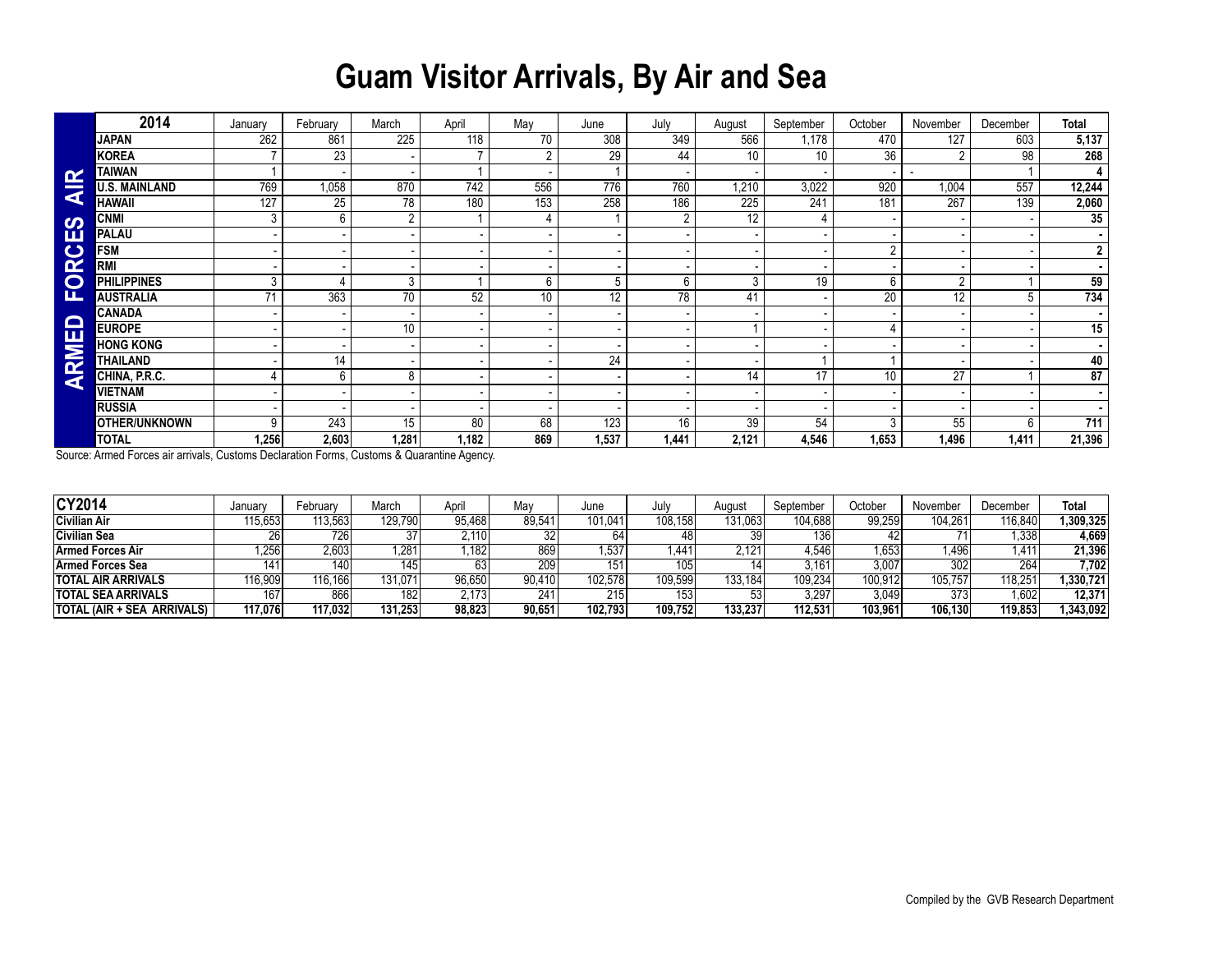# Guam Visitor Arrivals, By Air and Sea

**ARMED FORCES AIR**

| 2014 | January | February | March | April | May | June | July | August | September | October | November | December | Total |
|---|---|---|---|---|---|---|---|---|---|---|---|---|---|
| **JAPAN** | 262 | 861 | 225 | 118 | 70 | 308 | 349 | 566 | 1,178 | 470 | 127 | 603 | **5,137** |
| **KOREA** | 7 | 23 | - | 7 | 2 | 29 | 44 | 10 | 10 | 36 | 2 | 98 | **268** |
| **TAIWAN** | 1 | - | - | 1 | - | 1 | - | - | - | - | - | 1 | **4** |
| **U.S. MAINLAND** | 769 | 1,058 | 870 | 742 | 556 | 776 | 760 | 1,210 | 3,022 | 920 | 1,004 | 557 | **12,244** |
| **HAWAII** | 127 | 25 | 78 | 180 | 153 | 258 | 186 | 225 | 241 | 181 | 267 | 139 | **2,060** |
| **CNMI** | 3 | 6 | 2 | 1 | 4 | 1 | 2 | 12 | 4 | - | - | - | **35** |
| **PALAU** | - | - | - | - | - | - | - | - | - | - | - | - | **-** |
| **FSM** | - | - | - | - | - | - | - | - | - | 2 | - | - | **2** |
| **RMI** | - | - | - | - | - | - | - | - | - | - | - | - | **-** |
| **PHILIPPINES** | 3 | 4 | 3 | 1 | 6 | 5 | 6 | 3 | 19 | 6 | 2 | 1 | **59** |
| **AUSTRALIA** | 71 | 363 | 70 | 52 | 10 | 12 | 78 | 41 | - | 20 | 12 | 5 | **734** |
| **CANADA** | - | - | - | - | - | - | - | - | - | - | - | - | **-** |
| **EUROPE** | - | - | 10 | - | - | - | - | 1 | - | 4 | - | - | **15** |
| **HONG KONG** | - | - | - | - | - | - | - | - | - | - | - | - | **-** |
| **THAILAND** | - | 14 | - | - | - | 24 | - | - | 1 | 1 | - | - | **40** |
| **CHINA, P.R.C.** | 4 | 6 | 8 | - | - | - | - | 14 | 17 | 10 | 27 | 1 | **87** |
| **VIETNAM** | - | - | - | - | - | - | - | - | - | - | - | - | **-** |
| **RUSSIA** | - | - | - | - | - | - | - | - | - | - | - | - | **-** |
| **OTHER/UNKNOWN** | 9 | 243 | 15 | 80 | 68 | 123 | 16 | 39 | 54 | 3 | 55 | 6 | **711** |
| **TOTAL** | **1,256** | **2,603** | **1,281** | **1,182** | **869** | **1,537** | **1,441** | **2,121** | **4,546** | **1,653** | **1,496** | **1,411** | **21,396** |

Source: Armed Forces air arrivals, Customs Declaration Forms, Customs & Quarantine Agency.

| CY2014 | January | February | March | April | May | June | July | August | September | October | November | December | Total |
|---|---|---|---|---|---|---|---|---|---|---|---|---|---|
| **Civilian Air** | 115,653 | 113,563 | 129,790 | 95,468 | 89,541 | 101,041 | 108,158 | 131,063 | 104,688 | 99,259 | 104,261 | 116,840 | **1,309,325** |
| **Civilian Sea** | 26 | 726 | 37 | 2,110 | 32 | 64 | 48 | 39 | 136 | 42 | 71 | 1,338 | **4,669** |
| **Armed Forces Air** | 1,256 | 2,603 | 1,281 | 1,182 | 869 | 1,537 | 1,441 | 2,121 | 4,546 | 1,653 | 1,496 | 1,411 | **21,396** |
| **Armed Forces Sea** | 141 | 140 | 145 | 63 | 209 | 151 | 105 | 14 | 3,161 | 3,007 | 302 | 264 | **7,702** |
| **TOTAL AIR ARRIVALS** | 116,909 | 116,166 | 131,071 | 96,650 | 90,410 | 102,578 | 109,599 | 133,184 | 109,234 | 100,912 | 105,757 | 118,251 | **1,330,721** |
| **TOTAL SEA ARRIVALS** | 167 | 866 | 182 | 2,173 | 241 | 215 | 153 | 53 | 3,297 | 3,049 | 373 | 1,602 | **12,371** |
| **TOTAL (AIR + SEA ARRIVALS)** | **117,076** | **117,032** | **131,253** | **98,823** | **90,651** | **102,793** | **109,752** | **133,237** | **112,531** | **103,961** | **106,130** | **119,853** | **1,343,092** |

Compiled by the GVB Research Department